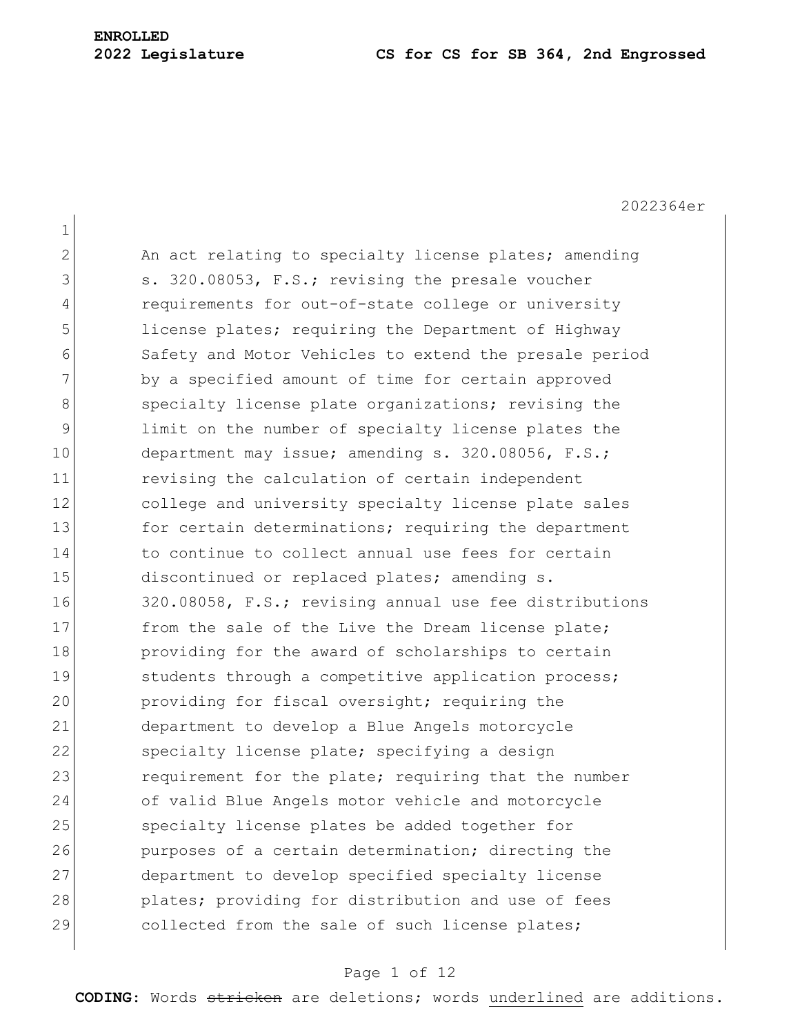**ENROLLED**

**2022 Legislature CS for CS for SB 364, 2nd Engrossed**

2022364er

1

2 An act relating to specialty license plates; amending
3 s. 320.08053, F.S.; revising the presale voucher
4 requirements for out-of-state college or university
5 license plates; requiring the Department of Highway
6 Safety and Motor Vehicles to extend the presale period
7 by a specified amount of time for certain approved
8 specialty license plate organizations; revising the
9 limit on the number of specialty license plates the
10 department may issue; amending s. 320.08056, F.S.;
11 revising the calculation of certain independent
12 college and university specialty license plate sales
13 for certain determinations; requiring the department
14 to continue to collect annual use fees for certain
15 discontinued or replaced plates; amending s.
16 320.08058, F.S.; revising annual use fee distributions
17 from the sale of the Live the Dream license plate;
18 providing for the award of scholarships to certain
19 students through a competitive application process;
20 providing for fiscal oversight; requiring the
21 department to develop a Blue Angels motorcycle
22 specialty license plate; specifying a design
23 requirement for the plate; requiring that the number
24 of valid Blue Angels motor vehicle and motorcycle
25 specialty license plates be added together for
26 purposes of a certain determination; directing the
27 department to develop specified specialty license
28 plates; providing for distribution and use of fees
29 collected from the sale of such license plates;

**CODING:** Words ~~stricken~~ are deletions; words <u>underlined</u> are additions.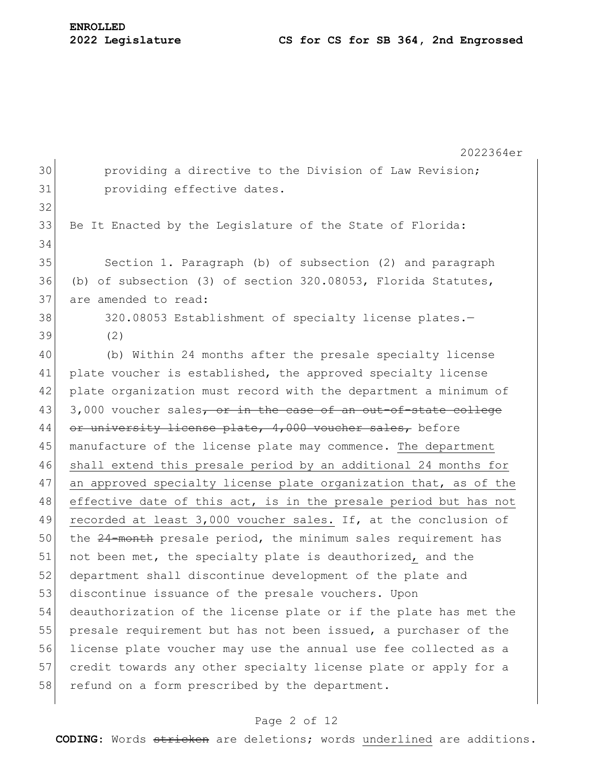providing a directive to the Division of Law Revision; providing effective dates.

Be It Enacted by the Legislature of the State of Florida:

Section 1. Paragraph (b) of subsection (2) and paragraph (b) of subsection (3) of section 320.08053, Florida Statutes, are amended to read:

320.08053 Establishment of specialty license plates.—

(2)

(b) Within 24 months after the presale specialty license plate voucher is established, the approved specialty license plate organization must record with the department a minimum of 3,000 voucher sales~~, or in the case of an out-of-state college or university license plate, 4,000 voucher sales,~~ before manufacture of the license plate may commence. <u>The department shall extend this presale period by an additional 24 months for an approved specialty license plate organization that, as of the effective date of this act, is in the presale period but has not recorded at least 3,000 voucher sales.</u> If, at the conclusion of the ~~24-month~~ presale period, the minimum sales requirement has not been met, the specialty plate is deauthorized<u>,</u> and the department shall discontinue development of the plate and discontinue issuance of the presale vouchers. Upon deauthorization of the license plate or if the plate has met the presale requirement but has not been issued, a purchaser of the license plate voucher may use the annual use fee collected as a credit towards any other specialty license plate or apply for a refund on a form prescribed by the department.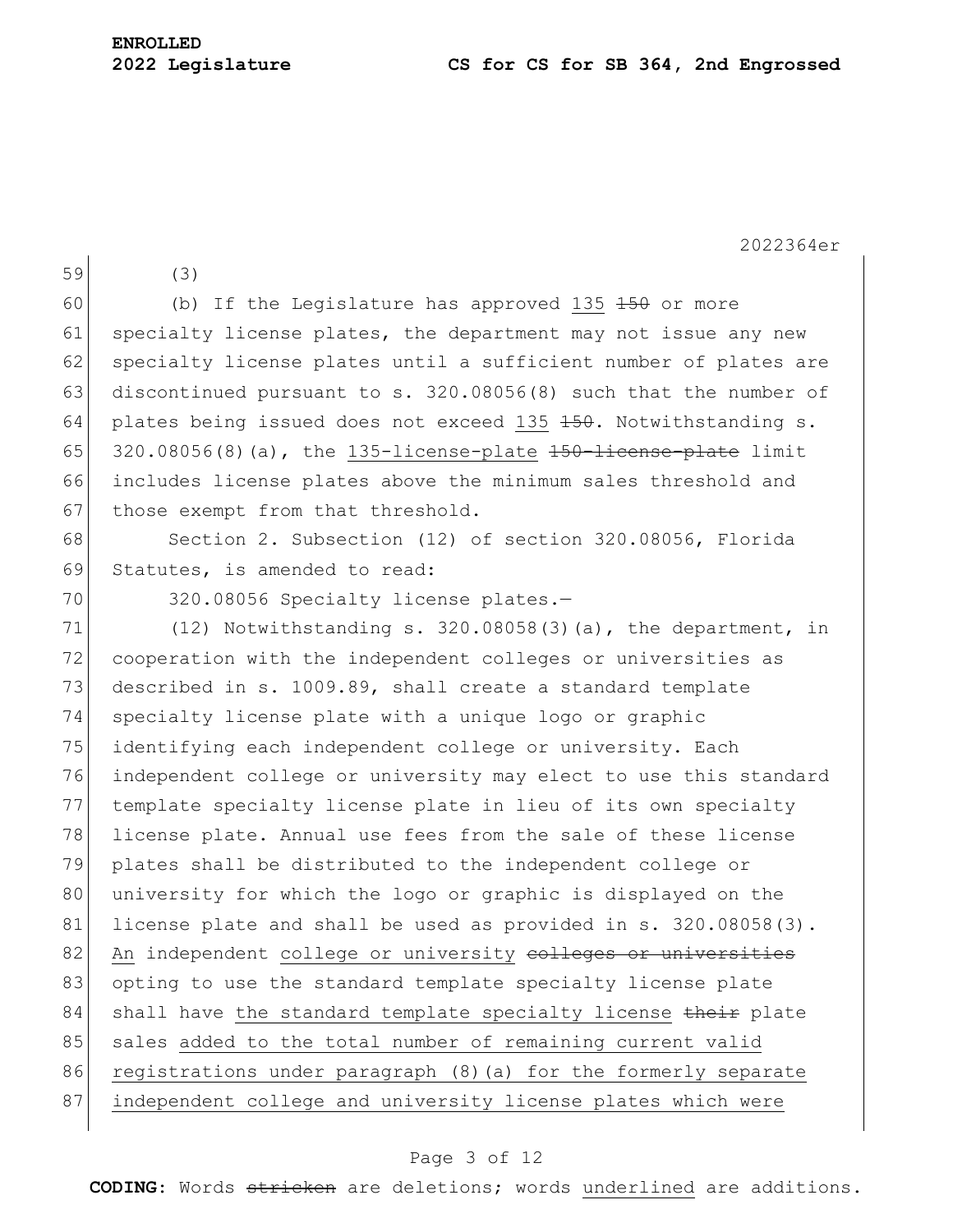(3)

(b) If the Legislature has approved <u>135</u> ~~150~~ or more specialty license plates, the department may not issue any new specialty license plates until a sufficient number of plates are discontinued pursuant to s. 320.08056(8) such that the number of plates being issued does not exceed <u>135</u> ~~150~~. Notwithstanding s. 320.08056(8)(a), the <u>135-license-plate</u> ~~150-license-plate~~ limit includes license plates above the minimum sales threshold and those exempt from that threshold.

Section 2. Subsection (12) of section 320.08056, Florida Statutes, is amended to read:

320.08056 Specialty license plates.—

(12) Notwithstanding s. 320.08058(3)(a), the department, in cooperation with the independent colleges or universities as described in s. 1009.89, shall create a standard template specialty license plate with a unique logo or graphic identifying each independent college or university. Each independent college or university may elect to use this standard template specialty license plate in lieu of its own specialty license plate. Annual use fees from the sale of these license plates shall be distributed to the independent college or university for which the logo or graphic is displayed on the license plate and shall be used as provided in s. 320.08058(3). <u>An</u> independent <u>college or university</u> ~~colleges or universities~~ opting to use the standard template specialty license plate shall have <u>the standard template specialty license</u> ~~their~~ plate sales <u>added to the total number of remaining current valid registrations under paragraph (8)(a) for the formerly separate independent college and university license plates which were</u>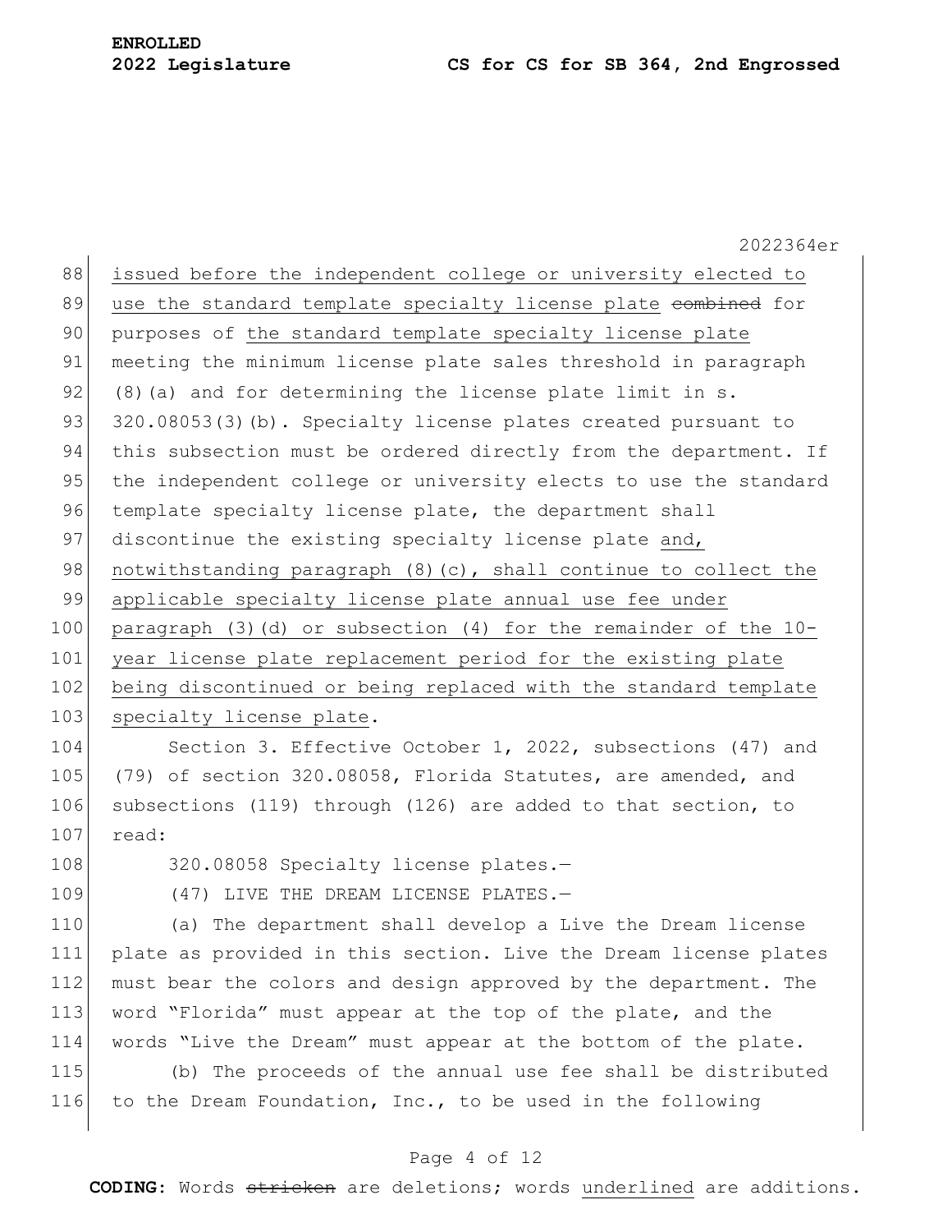issued before the independent college or university elected to use the standard template specialty license plate ~~combined~~ for purposes of the standard template specialty license plate meeting the minimum license plate sales threshold in paragraph (8)(a) and for determining the license plate limit in s. 320.08053(3)(b). Specialty license plates created pursuant to this subsection must be ordered directly from the department. If the independent college or university elects to use the standard template specialty license plate, the department shall discontinue the existing specialty license plate and, notwithstanding paragraph (8)(c), shall continue to collect the applicable specialty license plate annual use fee under paragraph (3)(d) or subsection (4) for the remainder of the 10-year license plate replacement period for the existing plate being discontinued or being replaced with the standard template specialty license plate.

Section 3. Effective October 1, 2022, subsections (47) and (79) of section 320.08058, Florida Statutes, are amended, and subsections (119) through (126) are added to that section, to read:

320.08058 Specialty license plates.—

(47) LIVE THE DREAM LICENSE PLATES.—

(a) The department shall develop a Live the Dream license plate as provided in this section. Live the Dream license plates must bear the colors and design approved by the department. The word "Florida" must appear at the top of the plate, and the words "Live the Dream" must appear at the bottom of the plate.

(b) The proceeds of the annual use fee shall be distributed to the Dream Foundation, Inc., to be used in the following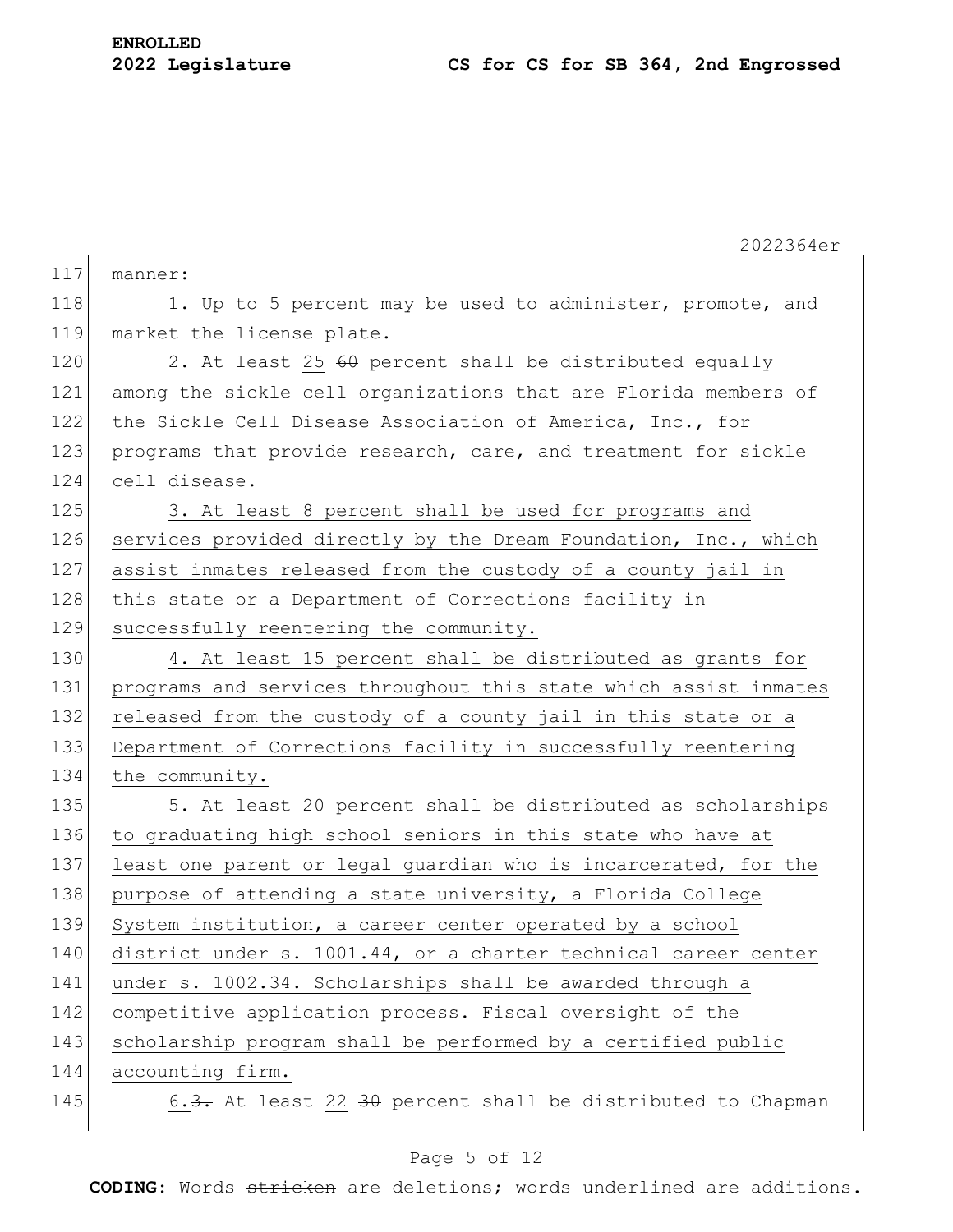manner:

1. Up to 5 percent may be used to administer, promote, and market the license plate.

2. At least <u>25</u> ~~60~~ percent shall be distributed equally among the sickle cell organizations that are Florida members of the Sickle Cell Disease Association of America, Inc., for programs that provide research, care, and treatment for sickle cell disease.

<u>3. At least 8 percent shall be used for programs and services provided directly by the Dream Foundation, Inc., which assist inmates released from the custody of a county jail in this state or a Department of Corrections facility in successfully reentering the community.</u>

<u>4. At least 15 percent shall be distributed as grants for programs and services throughout this state which assist inmates released from the custody of a county jail in this state or a Department of Corrections facility in successfully reentering the community.</u>

<u>5. At least 20 percent shall be distributed as scholarships to graduating high school seniors in this state who have at least one parent or legal guardian who is incarcerated, for the purpose of attending a state university, a Florida College System institution, a career center operated by a school district under s. 1001.44, or a charter technical career center under s. 1002.34. Scholarships shall be awarded through a competitive application process. Fiscal oversight of the scholarship program shall be performed by a certified public accounting firm.</u>

<u>6.</u>~~3.~~ At least <u>22</u> ~~30~~ percent shall be distributed to Chapman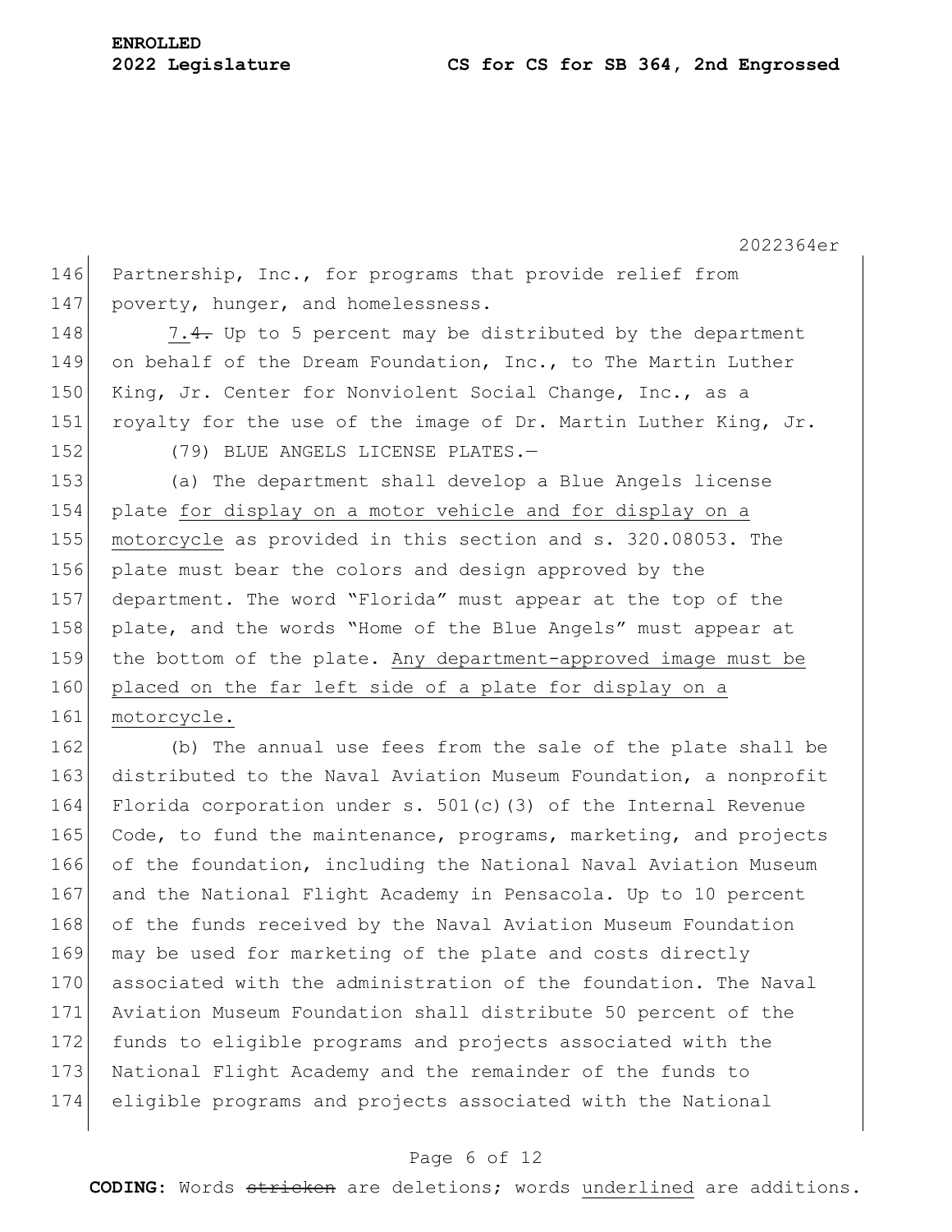Partnership, Inc., for programs that provide relief from poverty, hunger, and homelessness.

7.~~4.~~ Up to 5 percent may be distributed by the department on behalf of the Dream Foundation, Inc., to The Martin Luther King, Jr. Center for Nonviolent Social Change, Inc., as a royalty for the use of the image of Dr. Martin Luther King, Jr.

(79) BLUE ANGELS LICENSE PLATES.—

(a) The department shall develop a Blue Angels license plate <u>for display on a motor vehicle and for display on a motorcycle</u> as provided in this section and s. 320.08053. The plate must bear the colors and design approved by the department. The word "Florida" must appear at the top of the plate, and the words "Home of the Blue Angels" must appear at the bottom of the plate. <u>Any department-approved image must be placed on the far left side of a plate for display on a motorcycle.</u>

(b) The annual use fees from the sale of the plate shall be distributed to the Naval Aviation Museum Foundation, a nonprofit Florida corporation under s. 501(c)(3) of the Internal Revenue Code, to fund the maintenance, programs, marketing, and projects of the foundation, including the National Naval Aviation Museum and the National Flight Academy in Pensacola. Up to 10 percent of the funds received by the Naval Aviation Museum Foundation may be used for marketing of the plate and costs directly associated with the administration of the foundation. The Naval Aviation Museum Foundation shall distribute 50 percent of the funds to eligible programs and projects associated with the National Flight Academy and the remainder of the funds to eligible programs and projects associated with the National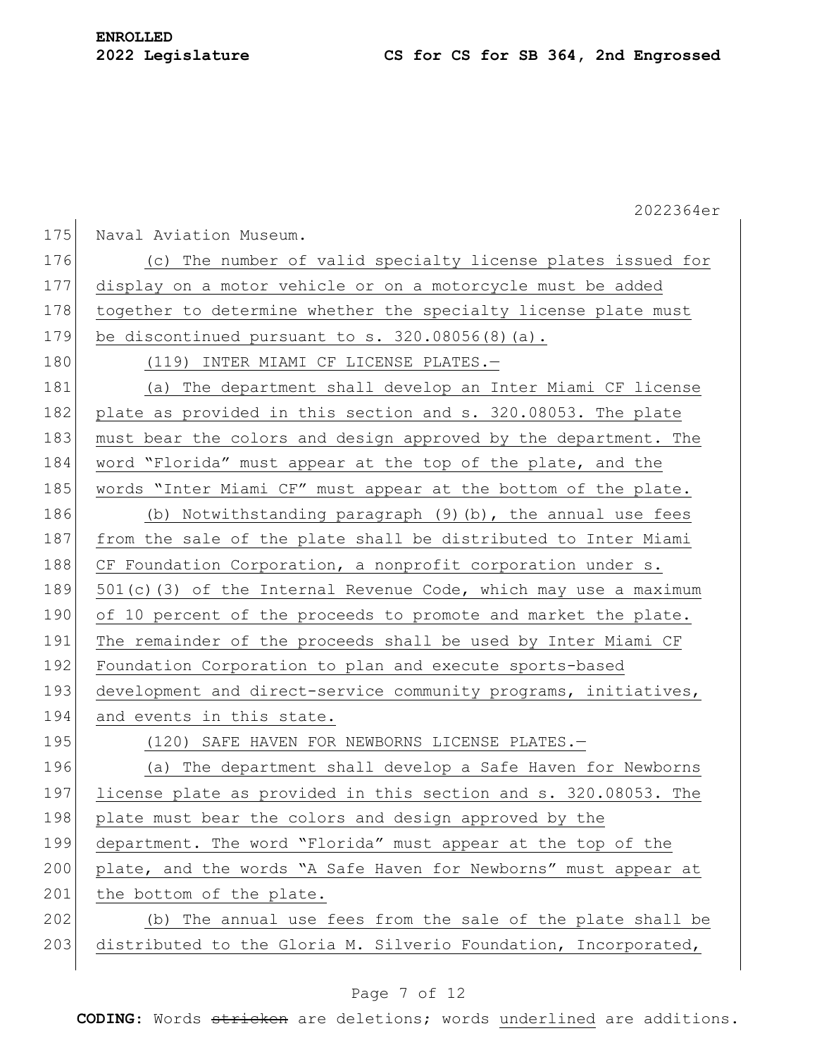Naval Aviation Museum.

(c) The number of valid specialty license plates issued for display on a motor vehicle or on a motorcycle must be added together to determine whether the specialty license plate must be discontinued pursuant to s. 320.08056(8)(a).

(119) INTER MIAMI CF LICENSE PLATES.—

(a) The department shall develop an Inter Miami CF license plate as provided in this section and s. 320.08053. The plate must bear the colors and design approved by the department. The word "Florida" must appear at the top of the plate, and the words "Inter Miami CF" must appear at the bottom of the plate.

(b) Notwithstanding paragraph (9)(b), the annual use fees from the sale of the plate shall be distributed to Inter Miami CF Foundation Corporation, a nonprofit corporation under s. 501(c)(3) of the Internal Revenue Code, which may use a maximum of 10 percent of the proceeds to promote and market the plate. The remainder of the proceeds shall be used by Inter Miami CF Foundation Corporation to plan and execute sports-based development and direct-service community programs, initiatives, and events in this state.

(120) SAFE HAVEN FOR NEWBORNS LICENSE PLATES.—

(a) The department shall develop a Safe Haven for Newborns license plate as provided in this section and s. 320.08053. The plate must bear the colors and design approved by the department. The word "Florida" must appear at the top of the plate, and the words "A Safe Haven for Newborns" must appear at the bottom of the plate.

(b) The annual use fees from the sale of the plate shall be distributed to the Gloria M. Silverio Foundation, Incorporated,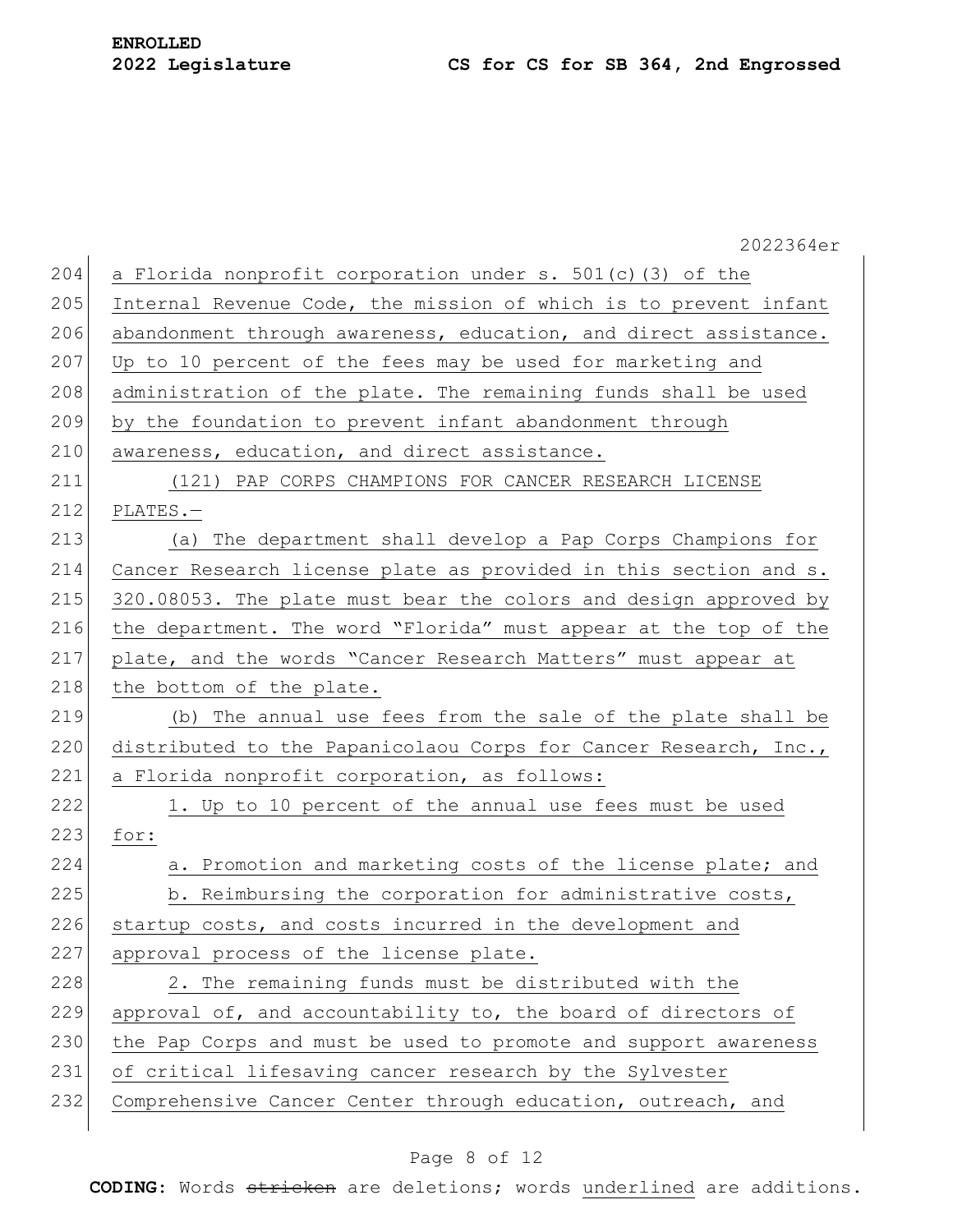a Florida nonprofit corporation under s. 501(c)(3) of the Internal Revenue Code, the mission of which is to prevent infant abandonment through awareness, education, and direct assistance. Up to 10 percent of the fees may be used for marketing and administration of the plate. The remaining funds shall be used by the foundation to prevent infant abandonment through awareness, education, and direct assistance.

(121) PAP CORPS CHAMPIONS FOR CANCER RESEARCH LICENSE PLATES.—

(a) The department shall develop a Pap Corps Champions for Cancer Research license plate as provided in this section and s. 320.08053. The plate must bear the colors and design approved by the department. The word "Florida" must appear at the top of the plate, and the words "Cancer Research Matters" must appear at the bottom of the plate.

(b) The annual use fees from the sale of the plate shall be distributed to the Papanicolaou Corps for Cancer Research, Inc., a Florida nonprofit corporation, as follows:

1. Up to 10 percent of the annual use fees must be used for:

a. Promotion and marketing costs of the license plate; and

b. Reimbursing the corporation for administrative costs, startup costs, and costs incurred in the development and approval process of the license plate.

2. The remaining funds must be distributed with the approval of, and accountability to, the board of directors of the Pap Corps and must be used to promote and support awareness of critical lifesaving cancer research by the Sylvester Comprehensive Cancer Center through education, outreach, and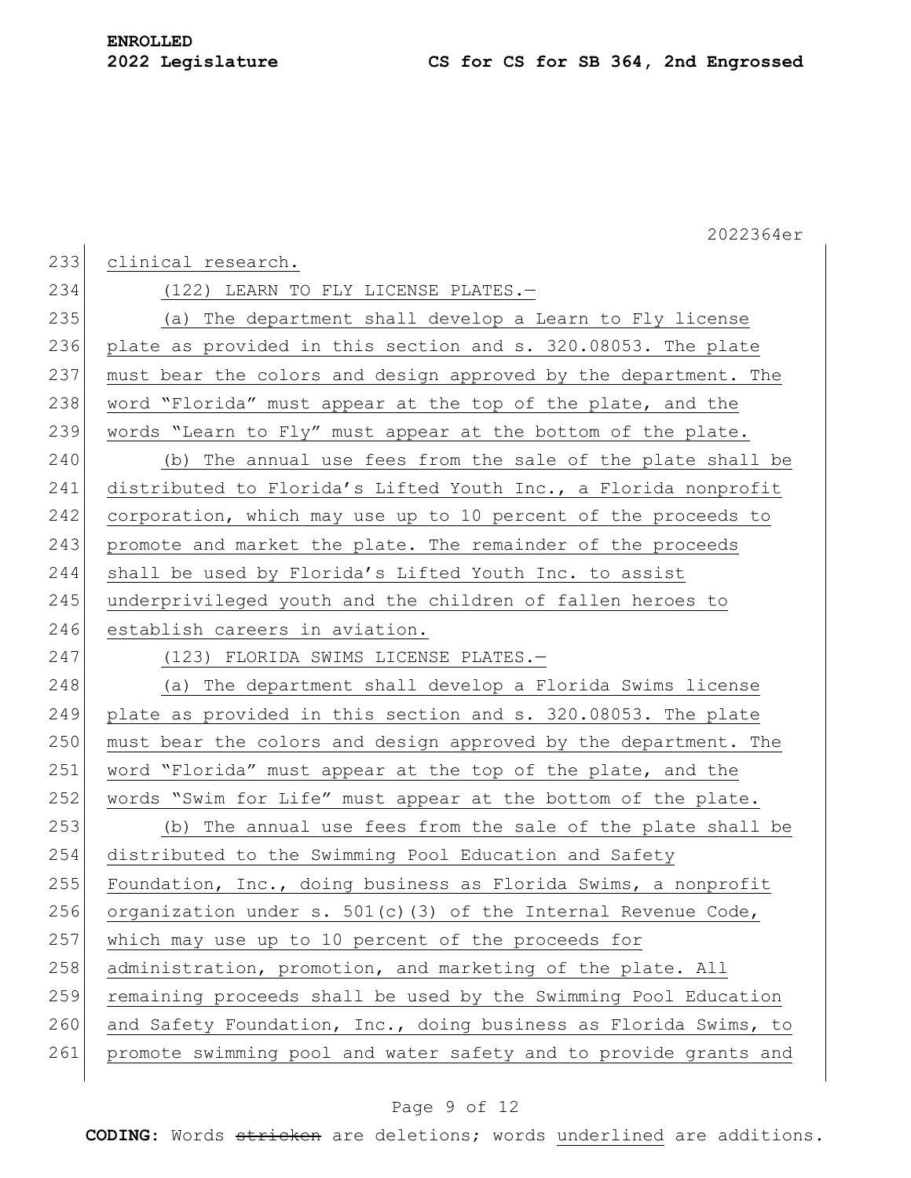clinical research.

(122) LEARN TO FLY LICENSE PLATES.—

(a) The department shall develop a Learn to Fly license plate as provided in this section and s. 320.08053. The plate must bear the colors and design approved by the department. The word "Florida" must appear at the top of the plate, and the words "Learn to Fly" must appear at the bottom of the plate.

(b) The annual use fees from the sale of the plate shall be distributed to Florida's Lifted Youth Inc., a Florida nonprofit corporation, which may use up to 10 percent of the proceeds to promote and market the plate. The remainder of the proceeds shall be used by Florida's Lifted Youth Inc. to assist underprivileged youth and the children of fallen heroes to establish careers in aviation.

(123) FLORIDA SWIMS LICENSE PLATES.—

(a) The department shall develop a Florida Swims license plate as provided in this section and s. 320.08053. The plate must bear the colors and design approved by the department. The word "Florida" must appear at the top of the plate, and the words "Swim for Life" must appear at the bottom of the plate.

(b) The annual use fees from the sale of the plate shall be distributed to the Swimming Pool Education and Safety Foundation, Inc., doing business as Florida Swims, a nonprofit organization under s. 501(c)(3) of the Internal Revenue Code, which may use up to 10 percent of the proceeds for administration, promotion, and marketing of the plate. All remaining proceeds shall be used by the Swimming Pool Education and Safety Foundation, Inc., doing business as Florida Swims, to promote swimming pool and water safety and to provide grants and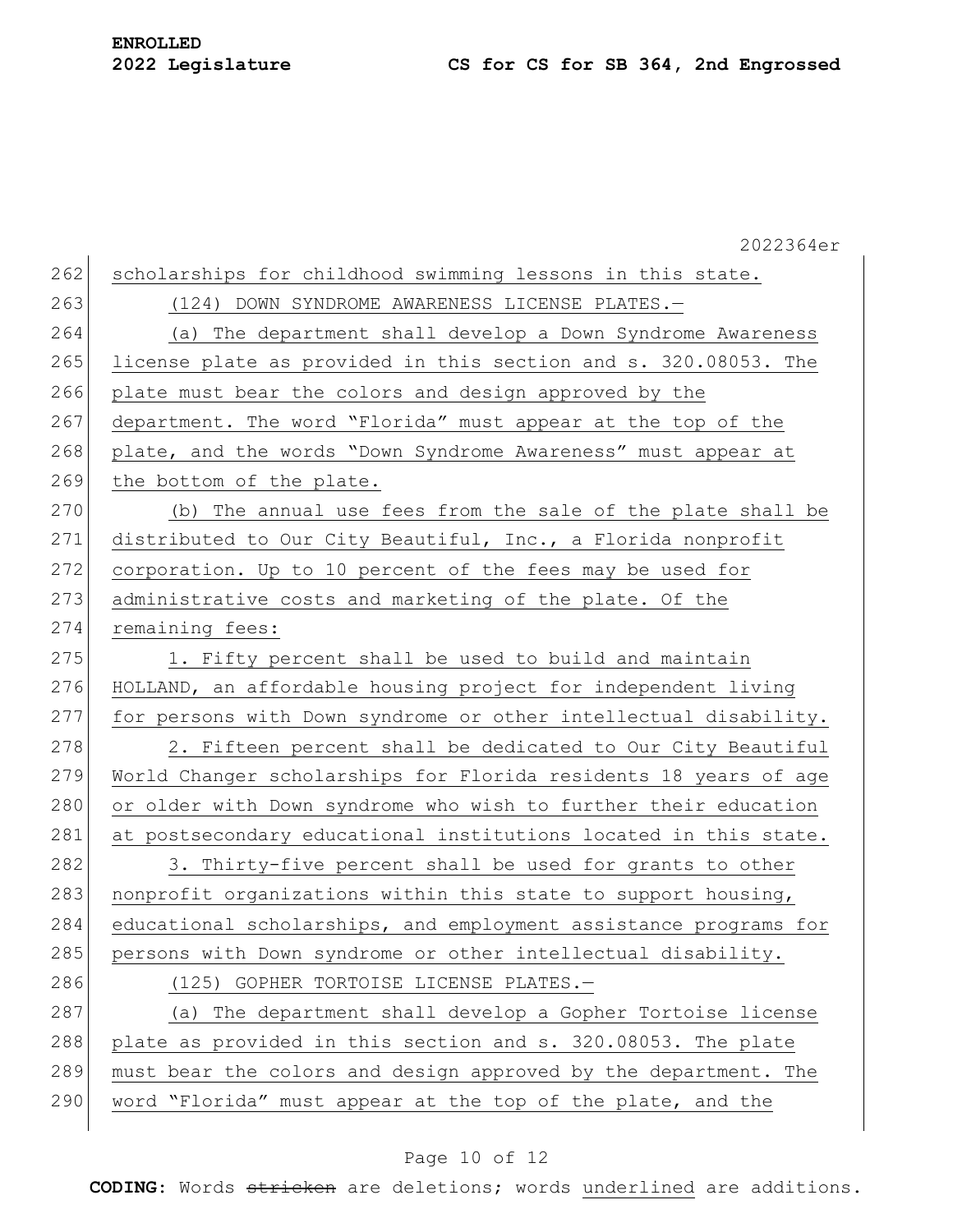scholarships for childhood swimming lessons in this state.

(124) DOWN SYNDROME AWARENESS LICENSE PLATES.—

(a) The department shall develop a Down Syndrome Awareness license plate as provided in this section and s. 320.08053. The plate must bear the colors and design approved by the department. The word "Florida" must appear at the top of the plate, and the words "Down Syndrome Awareness" must appear at the bottom of the plate.

(b) The annual use fees from the sale of the plate shall be distributed to Our City Beautiful, Inc., a Florida nonprofit corporation. Up to 10 percent of the fees may be used for administrative costs and marketing of the plate. Of the remaining fees:

1. Fifty percent shall be used to build and maintain HOLLAND, an affordable housing project for independent living for persons with Down syndrome or other intellectual disability.

2. Fifteen percent shall be dedicated to Our City Beautiful World Changer scholarships for Florida residents 18 years of age or older with Down syndrome who wish to further their education at postsecondary educational institutions located in this state.

3. Thirty-five percent shall be used for grants to other nonprofit organizations within this state to support housing, educational scholarships, and employment assistance programs for persons with Down syndrome or other intellectual disability.

(125) GOPHER TORTOISE LICENSE PLATES.—

(a) The department shall develop a Gopher Tortoise license plate as provided in this section and s. 320.08053. The plate must bear the colors and design approved by the department. The word "Florida" must appear at the top of the plate, and the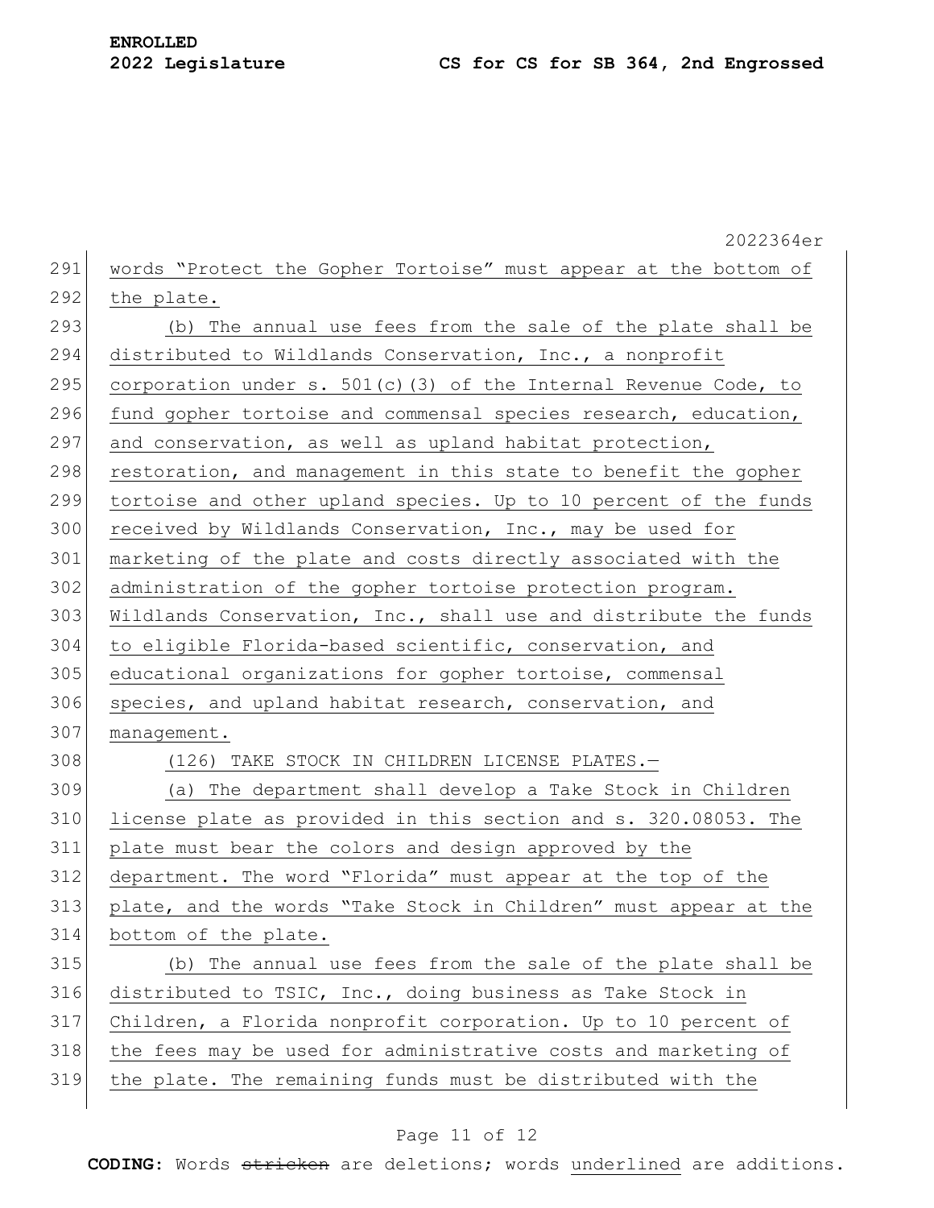words "Protect the Gopher Tortoise" must appear at the bottom of the plate.

(b) The annual use fees from the sale of the plate shall be distributed to Wildlands Conservation, Inc., a nonprofit corporation under s. 501(c)(3) of the Internal Revenue Code, to fund gopher tortoise and commensal species research, education, and conservation, as well as upland habitat protection, restoration, and management in this state to benefit the gopher tortoise and other upland species. Up to 10 percent of the funds received by Wildlands Conservation, Inc., may be used for marketing of the plate and costs directly associated with the administration of the gopher tortoise protection program. Wildlands Conservation, Inc., shall use and distribute the funds to eligible Florida-based scientific, conservation, and educational organizations for gopher tortoise, commensal species, and upland habitat research, conservation, and management.

(126) TAKE STOCK IN CHILDREN LICENSE PLATES.—

(a) The department shall develop a Take Stock in Children license plate as provided in this section and s. 320.08053. The plate must bear the colors and design approved by the department. The word "Florida" must appear at the top of the plate, and the words "Take Stock in Children" must appear at the bottom of the plate.

(b) The annual use fees from the sale of the plate shall be distributed to TSIC, Inc., doing business as Take Stock in Children, a Florida nonprofit corporation. Up to 10 percent of the fees may be used for administrative costs and marketing of the plate. The remaining funds must be distributed with the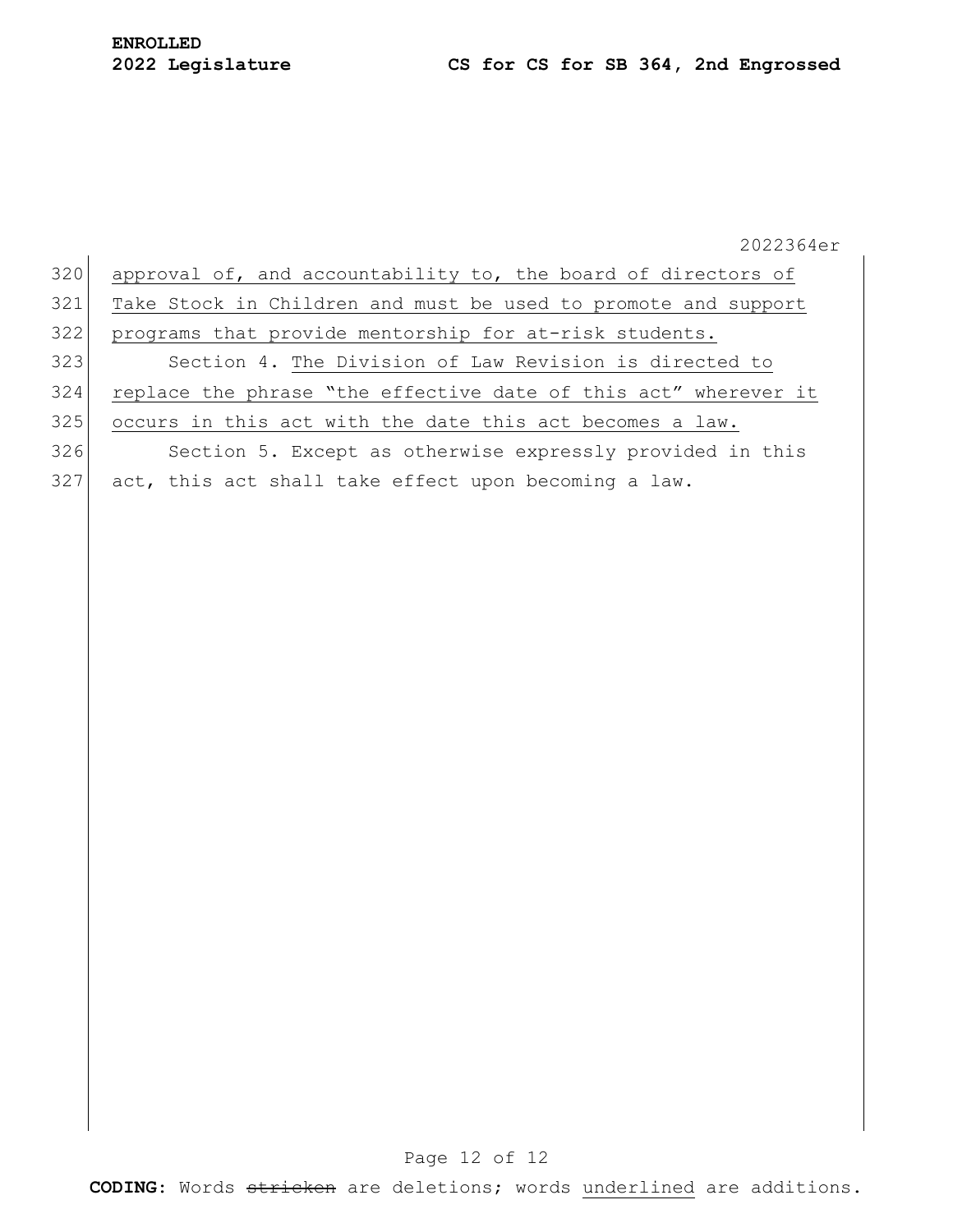approval of, and accountability to, the board of directors of Take Stock in Children and must be used to promote and support programs that provide mentorship for at-risk students.

Section 4. The Division of Law Revision is directed to replace the phrase "the effective date of this act" wherever it occurs in this act with the date this act becomes a law.

Section 5. Except as otherwise expressly provided in this act, this act shall take effect upon becoming a law.